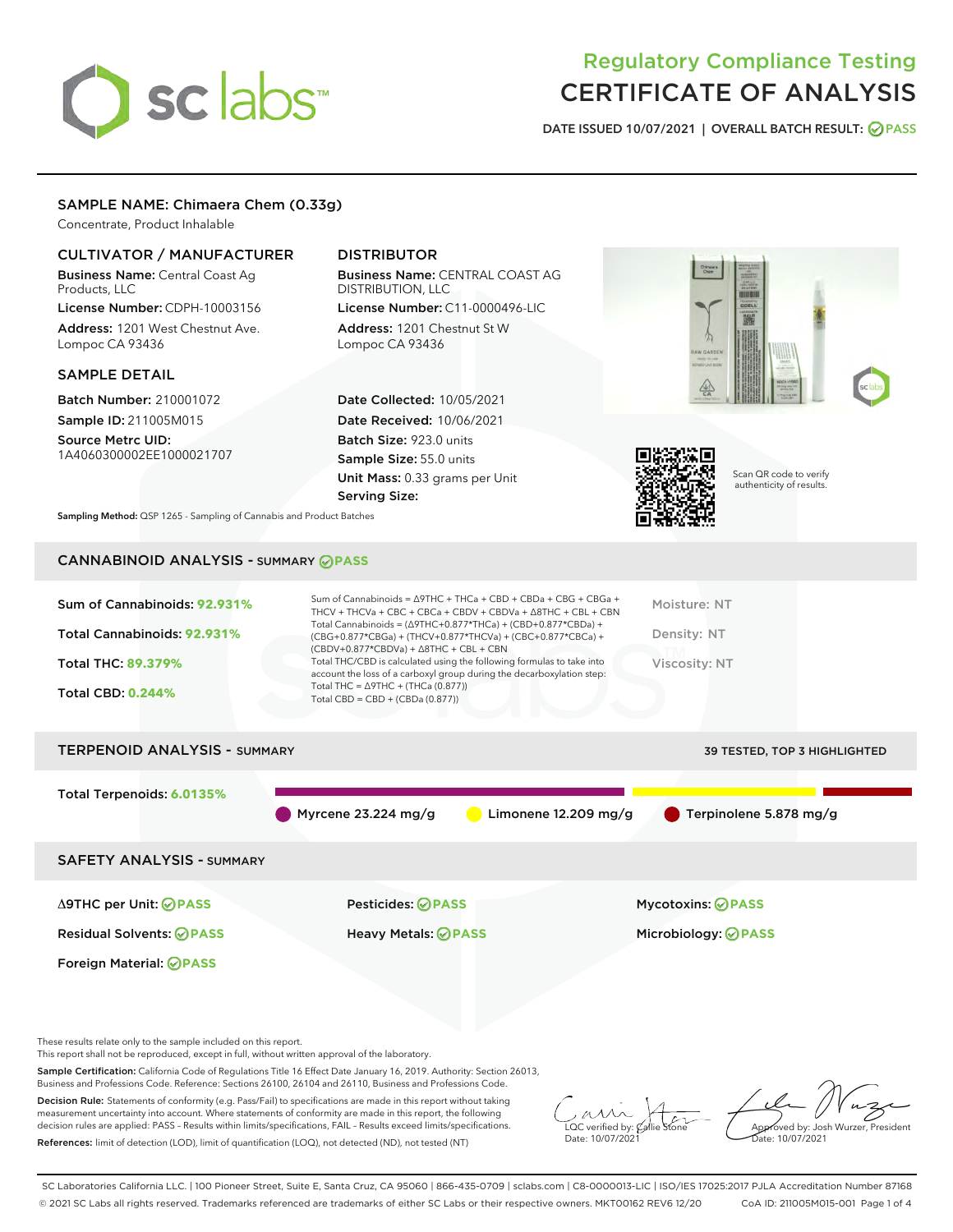# Regulatory Compliance Testing
# CERTIFICATE OF ANALYSIS

DATE ISSUED 10/07/2021 | OVERALL BATCH RESULT: PASS

## SAMPLE NAME: Chimaera Chem (0.33g)

Concentrate, Product Inhalable

### CULTIVATOR / MANUFACTURER

**Business Name:** Central Coast Ag Products, LLC

**License Number:** CDPH-10003156

**Address:** 1201 West Chestnut Ave. Lompoc CA 93436

### DISTRIBUTOR

**Business Name:** CENTRAL COAST AG DISTRIBUTION, LLC

**License Number:** C11-0000496-LIC

**Address:** 1201 Chestnut St W Lompoc CA 93436

### SAMPLE DETAIL

**Batch Number:** 210001072

**Sample ID:** 211005M015

**Source Metrc UID:** 1A4060300002EE1000021707

**Date Collected:** 10/05/2021

**Date Received:** 10/06/2021

**Batch Size:** 923.0 units

**Sample Size:** 55.0 units

**Unit Mass:** 0.33 grams per Unit

**Serving Size:**

**Sampling Method:** QSP 1265 - Sampling of Cannabis and Product Batches

Scan QR code to verify authenticity of results.

## CANNABINOID ANALYSIS - SUMMARY PASS

Sum of Cannabinoids: **92.931%**

Total Cannabinoids: **92.931%**

Total THC: **89.379%**

Total CBD: **0.244%**

Sum of Cannabinoids = Δ9THC + THCa + CBD + CBDa + CBG + CBGa + THCV + THCVa + CBC + CBCa + CBDV + CBDVa + Δ8THC + CBL + CBN

Total Cannabinoids = (Δ9THC+0.877*THCa) + (CBD+0.877*CBDa) + (CBG+0.877*CBGa) + (THCV+0.877*THCVa) + (CBC+0.877*CBCa) + (CBDV+0.877*CBDVa) + Δ8THC + CBL + CBN

Total THC/CBD is calculated using the following formulas to take into account the loss of a carboxyl group during the decarboxylation step:

Total THC = Δ9THC + (THCa (0.877))

Total CBD = CBD + (CBDa (0.877))

Moisture: NT

Density: NT

Viscosity: NT

## TERPENOID ANALYSIS - SUMMARY

39 TESTED, TOP 3 HIGHLIGHTED

Total Terpenoids: **6.0135%**

Myrcene 23.224 mg/g | Limonene 12.209 mg/g | Terpinolene 5.878 mg/g

## SAFETY ANALYSIS - SUMMARY

| | | |
|---|---|---|
| Δ9THC per Unit: PASS | Pesticides: PASS | Mycotoxins: PASS |
| Residual Solvents: PASS | Heavy Metals: PASS | Microbiology: PASS |
| Foreign Material: PASS | | |

These results relate only to the sample included on this report.
This report shall not be reproduced, except in full, without written approval of the laboratory.

**Sample Certification:** California Code of Regulations Title 16 Effect Date January 16, 2019. Authority: Section 26013, Business and Professions Code. Reference: Sections 26100, 26104 and 26110, Business and Professions Code.

**Decision Rule:** Statements of conformity (e.g. Pass/Fail) to specifications are made in this report without taking measurement uncertainty into account. Where statements of conformity are made in this report, the following decision rules are applied: PASS – Results within limits/specifications, FAIL – Results exceed limits/specifications.

**References:** limit of detection (LOD), limit of quantification (LOQ), not detected (ND), not tested (NT)

LQC verified by: Callie Stone
Date: 10/07/2021

Approved by: Josh Wurzer, President
Date: 10/07/2021

SC Laboratories California LLC. | 100 Pioneer Street, Suite E, Santa Cruz, CA 95060 | 866-435-0709 | sclabs.com | C8-0000013-LIC | ISO/IES 17025:2017 PJLA Accreditation Number 87168
© 2021 SC Labs all rights reserved. Trademarks referenced are trademarks of either SC Labs or their respective owners. MKT00162 REV6 12/20 CoA ID: 211005M015-001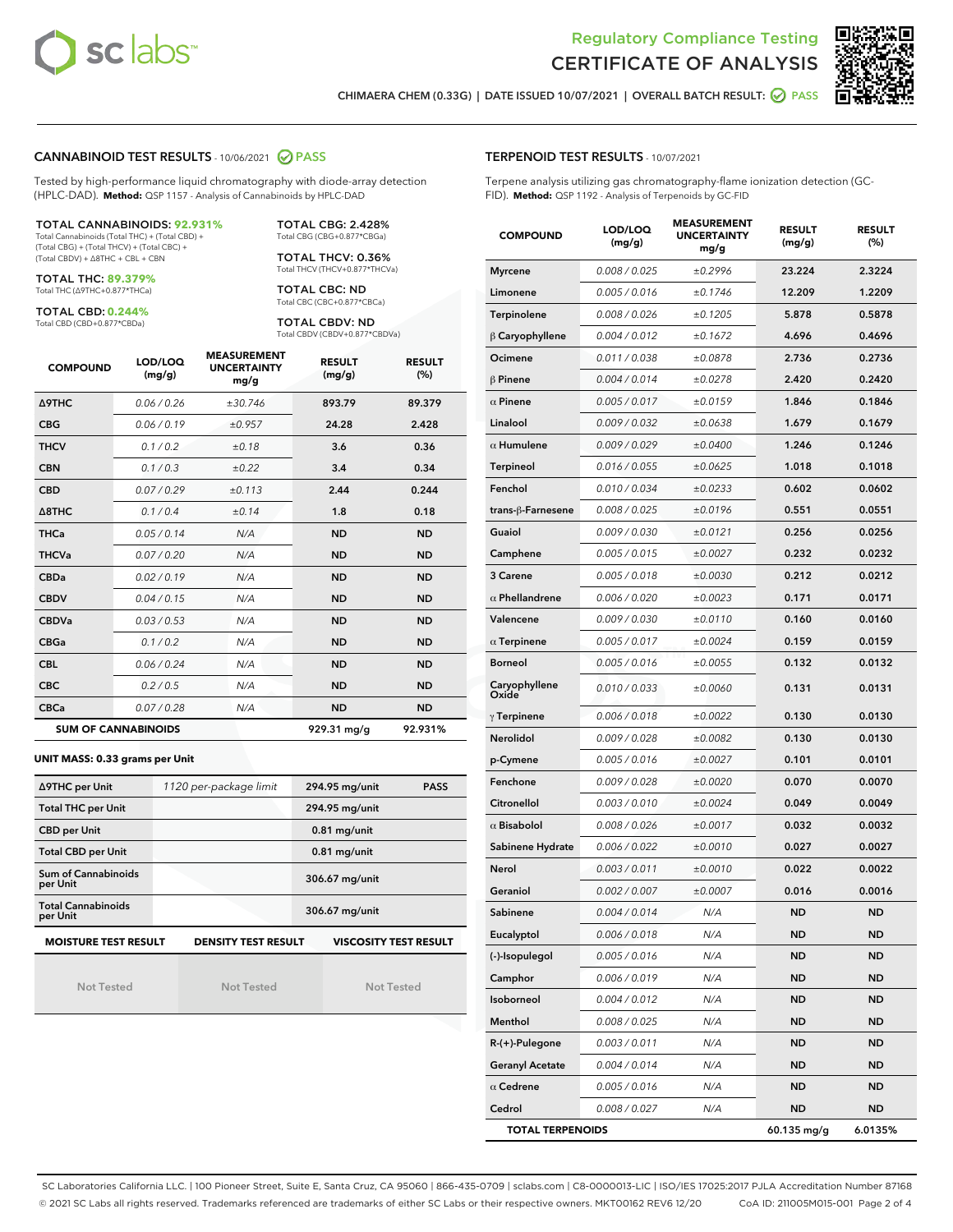# Regulatory Compliance Testing
# CERTIFICATE OF ANALYSIS

CHIMAERA CHEM (0.33G) | DATE ISSUED 10/07/2021 | OVERALL BATCH RESULT: PASS

## CANNABINOID TEST RESULTS - 10/06/2021 PASS

Tested by high-performance liquid chromatography with diode-array detection (HPLC-DAD). **Method:** QSP 1157 - Analysis of Cannabinoids by HPLC-DAD

**TOTAL CANNABINOIDS: 92.931%**
Total Cannabinoids (Total THC) + (Total CBD) + (Total CBG) + (Total THCV) + (Total CBC) + (Total CBDV) + Δ8THC + CBL + CBN

**TOTAL THC: 89.379%**
Total THC (Δ9THC+0.877*THCa)

**TOTAL CBD: 0.244%**
Total CBD (CBD+0.877*CBDa)

**TOTAL CBG: 2.428%**
Total CBG (CBG+0.877*CBGa)

**TOTAL THCV: 0.36%**
Total THCV (THCV+0.877*THCVa)

**TOTAL CBC: ND**
Total CBC (CBC+0.877*CBCa)

**TOTAL CBDV: ND**
Total CBDV (CBDV+0.877*CBDVa)

| COMPOUND | LOD/LOQ (mg/g) | MEASUREMENT UNCERTAINTY mg/g | RESULT (mg/g) | RESULT (%) |
|---|---|---|---|---|
| Δ9THC | 0.06 / 0.26 | ±30.746 | 893.79 | 89.379 |
| CBG | 0.06 / 0.19 | ±0.957 | 24.28 | 2.428 |
| THCV | 0.1 / 0.2 | ±0.18 | 3.6 | 0.36 |
| CBN | 0.1 / 0.3 | ±0.22 | 3.4 | 0.34 |
| CBD | 0.07 / 0.29 | ±0.113 | 2.44 | 0.244 |
| Δ8THC | 0.1 / 0.4 | ±0.14 | 1.8 | 0.18 |
| THCa | 0.05 / 0.14 | N/A | ND | ND |
| THCVa | 0.07 / 0.20 | N/A | ND | ND |
| CBDa | 0.02 / 0.19 | N/A | ND | ND |
| CBDV | 0.04 / 0.15 | N/A | ND | ND |
| CBDVa | 0.03 / 0.53 | N/A | ND | ND |
| CBGa | 0.1 / 0.2 | N/A | ND | ND |
| CBL | 0.06 / 0.24 | N/A | ND | ND |
| CBC | 0.2 / 0.5 | N/A | ND | ND |
| CBCa | 0.07 / 0.28 | N/A | ND | ND |
| **SUM OF CANNABINOIDS** | | | 929.31 mg/g | 92.931% |

### UNIT MASS: 0.33 grams per Unit

| Δ9THC per Unit | 1120 per-package limit | 294.95 mg/unit | PASS |
|---|---|---|---|
| Total THC per Unit | | 294.95 mg/unit | |
| CBD per Unit | | 0.81 mg/unit | |
| Total CBD per Unit | | 0.81 mg/unit | |
| Sum of Cannabinoids per Unit | | 306.67 mg/unit | |
| Total Cannabinoids per Unit | | 306.67 mg/unit | |

| MOISTURE TEST RESULT | DENSITY TEST RESULT | VISCOSITY TEST RESULT |
|---|---|---|
| Not Tested | Not Tested | Not Tested |

## TERPENOID TEST RESULTS - 10/07/2021

Terpene analysis utilizing gas chromatography-flame ionization detection (GC-FID). **Method:** QSP 1192 - Analysis of Terpenoids by GC-FID

| COMPOUND | LOD/LOQ (mg/g) | MEASUREMENT UNCERTAINTY mg/g | RESULT (mg/g) | RESULT (%) |
|---|---|---|---|---|
| Myrcene | 0.008 / 0.025 | ±0.2996 | 23.224 | 2.3224 |
| Limonene | 0.005 / 0.016 | ±0.1746 | 12.209 | 1.2209 |
| Terpinolene | 0.008 / 0.026 | ±0.1205 | 5.878 | 0.5878 |
| β Caryophyllene | 0.004 / 0.012 | ±0.1672 | 4.696 | 0.4696 |
| Ocimene | 0.011 / 0.038 | ±0.0878 | 2.736 | 0.2736 |
| β Pinene | 0.004 / 0.014 | ±0.0278 | 2.420 | 0.2420 |
| α Pinene | 0.005 / 0.017 | ±0.0159 | 1.846 | 0.1846 |
| Linalool | 0.009 / 0.032 | ±0.0638 | 1.679 | 0.1679 |
| α Humulene | 0.009 / 0.029 | ±0.0400 | 1.246 | 0.1246 |
| Terpineol | 0.016 / 0.055 | ±0.0625 | 1.018 | 0.1018 |
| Fenchol | 0.010 / 0.034 | ±0.0233 | 0.602 | 0.0602 |
| trans-β-Farnesene | 0.008 / 0.025 | ±0.0196 | 0.551 | 0.0551 |
| Guaiol | 0.009 / 0.030 | ±0.0121 | 0.256 | 0.0256 |
| Camphene | 0.005 / 0.015 | ±0.0027 | 0.232 | 0.0232 |
| 3 Carene | 0.005 / 0.018 | ±0.0030 | 0.212 | 0.0212 |
| α Phellandrene | 0.006 / 0.020 | ±0.0023 | 0.171 | 0.0171 |
| Valencene | 0.009 / 0.030 | ±0.0110 | 0.160 | 0.0160 |
| α Terpinene | 0.005 / 0.017 | ±0.0024 | 0.159 | 0.0159 |
| Borneol | 0.005 / 0.016 | ±0.0055 | 0.132 | 0.0132 |
| Caryophyllene Oxide | 0.010 / 0.033 | ±0.0060 | 0.131 | 0.0131 |
| γ Terpinene | 0.006 / 0.018 | ±0.0022 | 0.130 | 0.0130 |
| Nerolidol | 0.009 / 0.028 | ±0.0082 | 0.130 | 0.0130 |
| p-Cymene | 0.005 / 0.016 | ±0.0027 | 0.101 | 0.0101 |
| Fenchone | 0.009 / 0.028 | ±0.0020 | 0.070 | 0.0070 |
| Citronellol | 0.003 / 0.010 | ±0.0024 | 0.049 | 0.0049 |
| α Bisabolol | 0.008 / 0.026 | ±0.0017 | 0.032 | 0.0032 |
| Sabinene Hydrate | 0.006 / 0.022 | ±0.0010 | 0.027 | 0.0027 |
| Nerol | 0.003 / 0.011 | ±0.0010 | 0.022 | 0.0022 |
| Geraniol | 0.002 / 0.007 | ±0.0007 | 0.016 | 0.0016 |
| Sabinene | 0.004 / 0.014 | N/A | ND | ND |
| Eucalyptol | 0.006 / 0.018 | N/A | ND | ND |
| (-)-Isopulegol | 0.005 / 0.016 | N/A | ND | ND |
| Camphor | 0.006 / 0.019 | N/A | ND | ND |
| Isoborneol | 0.004 / 0.012 | N/A | ND | ND |
| Menthol | 0.008 / 0.025 | N/A | ND | ND |
| R-(+)-Pulegone | 0.003 / 0.011 | N/A | ND | ND |
| Geranyl Acetate | 0.004 / 0.014 | N/A | ND | ND |
| α Cedrene | 0.005 / 0.016 | N/A | ND | ND |
| Cedrol | 0.008 / 0.027 | N/A | ND | ND |
| **TOTAL TERPENOIDS** | | | 60.135 mg/g | 6.0135% |

SC Laboratories California LLC. | 100 Pioneer Street, Suite E, Santa Cruz, CA 95060 | 866-435-0709 | sclabs.com | C8-0000013-LIC | ISO/IES 17025:2017 PJLA Accreditation Number 87168
© 2021 SC Labs all rights reserved. Trademarks referenced are trademarks of either SC Labs or their respective owners. MKT00162 REV6 12/20 CoA ID: 211005M015-001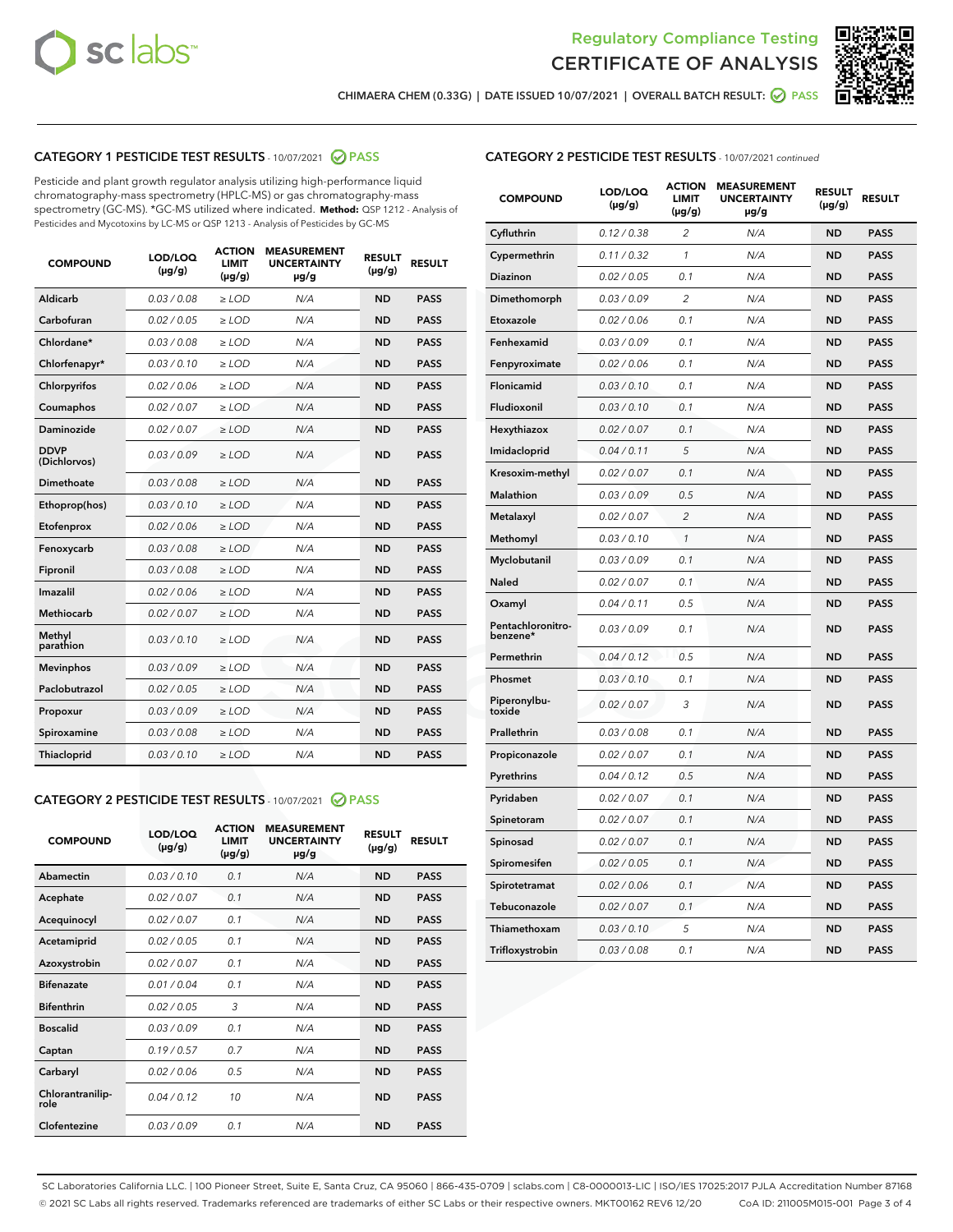CHIMAERA CHEM (0.33G) | DATE ISSUED 10/07/2021 | OVERALL BATCH RESULT: PASS

## CATEGORY 1 PESTICIDE TEST RESULTS - 10/07/2021 PASS

Pesticide and plant growth regulator analysis utilizing high-performance liquid chromatography-mass spectrometry (HPLC-MS) or gas chromatography-mass spectrometry (GC-MS). *GC-MS utilized where indicated. **Method:** QSP 1212 - Analysis of Pesticides and Mycotoxins by LC-MS or QSP 1213 - Analysis of Pesticides by GC-MS

| COMPOUND | LOD/LOQ (µg/g) | ACTION LIMIT (µg/g) | MEASUREMENT UNCERTAINTY µg/g | RESULT (µg/g) | RESULT |
|---|---|---|---|---|---|
| Aldicarb | 0.03 / 0.08 | ≥ LOD | N/A | ND | PASS |
| Carbofuran | 0.02 / 0.05 | ≥ LOD | N/A | ND | PASS |
| Chlordane* | 0.03 / 0.08 | ≥ LOD | N/A | ND | PASS |
| Chlorfenapyr* | 0.03 / 0.10 | ≥ LOD | N/A | ND | PASS |
| Chlorpyrifos | 0.02 / 0.06 | ≥ LOD | N/A | ND | PASS |
| Coumaphos | 0.02 / 0.07 | ≥ LOD | N/A | ND | PASS |
| Daminozide | 0.02 / 0.07 | ≥ LOD | N/A | ND | PASS |
| DDVP (Dichlorvos) | 0.03 / 0.09 | ≥ LOD | N/A | ND | PASS |
| Dimethoate | 0.03 / 0.08 | ≥ LOD | N/A | ND | PASS |
| Ethoprop(hos) | 0.03 / 0.10 | ≥ LOD | N/A | ND | PASS |
| Etofenprox | 0.02 / 0.06 | ≥ LOD | N/A | ND | PASS |
| Fenoxycarb | 0.03 / 0.08 | ≥ LOD | N/A | ND | PASS |
| Fipronil | 0.03 / 0.08 | ≥ LOD | N/A | ND | PASS |
| Imazalil | 0.02 / 0.06 | ≥ LOD | N/A | ND | PASS |
| Methiocarb | 0.02 / 0.07 | ≥ LOD | N/A | ND | PASS |
| Methyl parathion | 0.03 / 0.10 | ≥ LOD | N/A | ND | PASS |
| Mevinphos | 0.03 / 0.09 | ≥ LOD | N/A | ND | PASS |
| Paclobutrazol | 0.02 / 0.05 | ≥ LOD | N/A | ND | PASS |
| Propoxur | 0.03 / 0.09 | ≥ LOD | N/A | ND | PASS |
| Spiroxamine | 0.03 / 0.08 | ≥ LOD | N/A | ND | PASS |
| Thiacloprid | 0.03 / 0.10 | ≥ LOD | N/A | ND | PASS |

## CATEGORY 2 PESTICIDE TEST RESULTS - 10/07/2021 PASS

| COMPOUND | LOD/LOQ (µg/g) | ACTION LIMIT (µg/g) | MEASUREMENT UNCERTAINTY µg/g | RESULT (µg/g) | RESULT |
|---|---|---|---|---|---|
| Abamectin | 0.03 / 0.10 | 0.1 | N/A | ND | PASS |
| Acephate | 0.02 / 0.07 | 0.1 | N/A | ND | PASS |
| Acequinocyl | 0.02 / 0.07 | 0.1 | N/A | ND | PASS |
| Acetamiprid | 0.02 / 0.05 | 0.1 | N/A | ND | PASS |
| Azoxystrobin | 0.02 / 0.07 | 0.1 | N/A | ND | PASS |
| Bifenazate | 0.01 / 0.04 | 0.1 | N/A | ND | PASS |
| Bifenthrin | 0.02 / 0.05 | 3 | N/A | ND | PASS |
| Boscalid | 0.03 / 0.09 | 0.1 | N/A | ND | PASS |
| Captan | 0.19 / 0.57 | 0.7 | N/A | ND | PASS |
| Carbaryl | 0.02 / 0.06 | 0.5 | N/A | ND | PASS |
| Chlorantraniliprole | 0.04 / 0.12 | 10 | N/A | ND | PASS |
| Clofentezine | 0.03 / 0.09 | 0.1 | N/A | ND | PASS |
| Cyfluthrin | 0.12 / 0.38 | 2 | N/A | ND | PASS |
| Cypermethrin | 0.11 / 0.32 | 1 | N/A | ND | PASS |
| Diazinon | 0.02 / 0.05 | 0.1 | N/A | ND | PASS |
| Dimethomorph | 0.03 / 0.09 | 2 | N/A | ND | PASS |
| Etoxazole | 0.02 / 0.06 | 0.1 | N/A | ND | PASS |
| Fenhexamid | 0.03 / 0.09 | 0.1 | N/A | ND | PASS |
| Fenpyroximate | 0.02 / 0.06 | 0.1 | N/A | ND | PASS |
| Flonicamid | 0.03 / 0.10 | 0.1 | N/A | ND | PASS |
| Fludioxonil | 0.03 / 0.10 | 0.1 | N/A | ND | PASS |
| Hexythiazox | 0.02 / 0.07 | 0.1 | N/A | ND | PASS |
| Imidacloprid | 0.04 / 0.11 | 5 | N/A | ND | PASS |
| Kresoxim-methyl | 0.02 / 0.07 | 0.1 | N/A | ND | PASS |
| Malathion | 0.03 / 0.09 | 0.5 | N/A | ND | PASS |
| Metalaxyl | 0.02 / 0.07 | 2 | N/A | ND | PASS |
| Methomyl | 0.03 / 0.10 | 1 | N/A | ND | PASS |
| Myclobutanil | 0.03 / 0.09 | 0.1 | N/A | ND | PASS |
| Naled | 0.02 / 0.07 | 0.1 | N/A | ND | PASS |
| Oxamyl | 0.04 / 0.11 | 0.5 | N/A | ND | PASS |
| Pentachloronitrobenzene* | 0.03 / 0.09 | 0.1 | N/A | ND | PASS |
| Permethrin | 0.04 / 0.12 | 0.5 | N/A | ND | PASS |
| Phosmet | 0.03 / 0.10 | 0.1 | N/A | ND | PASS |
| Piperonylbutoxide | 0.02 / 0.07 | 3 | N/A | ND | PASS |
| Prallethrin | 0.03 / 0.08 | 0.1 | N/A | ND | PASS |
| Propiconazole | 0.02 / 0.07 | 0.1 | N/A | ND | PASS |
| Pyrethrins | 0.04 / 0.12 | 0.5 | N/A | ND | PASS |
| Pyridaben | 0.02 / 0.07 | 0.1 | N/A | ND | PASS |
| Spinetoram | 0.02 / 0.07 | 0.1 | N/A | ND | PASS |
| Spinosad | 0.02 / 0.07 | 0.1 | N/A | ND | PASS |
| Spiromesifen | 0.02 / 0.05 | 0.1 | N/A | ND | PASS |
| Spirotetramat | 0.02 / 0.06 | 0.1 | N/A | ND | PASS |
| Tebuconazole | 0.02 / 0.07 | 0.1 | N/A | ND | PASS |
| Thiamethoxam | 0.03 / 0.10 | 5 | N/A | ND | PASS |
| Trifloxystrobin | 0.03 / 0.08 | 0.1 | N/A | ND | PASS |

SC Laboratories California LLC. | 100 Pioneer Street, Suite E, Santa Cruz, CA 95060 | 866-435-0709 | sclabs.com | C8-0000013-LIC | ISO/IES 17025:2017 PJLA Accreditation Number 87168
© 2021 SC Labs all rights reserved. Trademarks referenced are trademarks of either SC Labs or their respective owners. MKT00162 REV6 12/20 CoA ID: 211005M015-001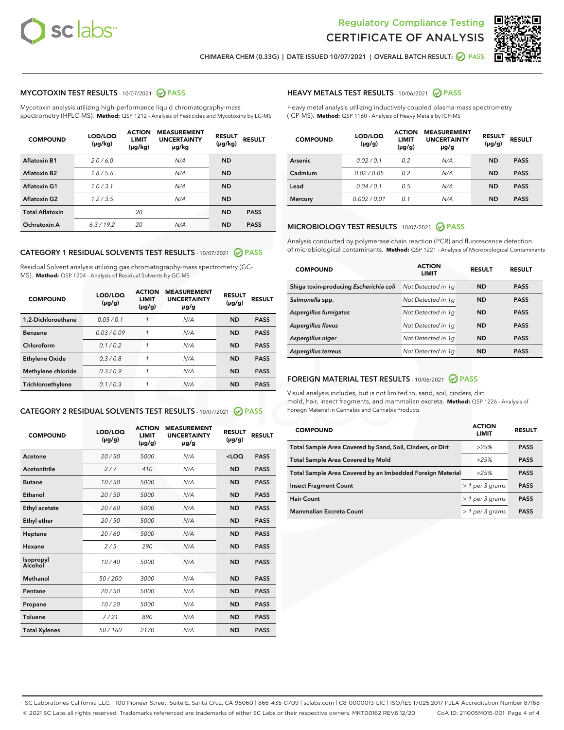Regulatory Compliance Testing
CERTIFICATE OF ANALYSIS

CHIMAERA CHEM (0.33G) | DATE ISSUED 10/07/2021 | OVERALL BATCH RESULT: PASS

## MYCOTOXIN TEST RESULTS - 10/07/2021 PASS

Mycotoxin analysis utilizing high-performance liquid chromatography-mass spectrometry (HPLC-MS). **Method:** QSP 1212 - Analysis of Pesticides and Mycotoxins by LC-MS

| COMPOUND | LOD/LOQ (µg/kg) | ACTION LIMIT (µg/kg) | MEASUREMENT UNCERTAINTY µg/kg | RESULT (µg/kg) | RESULT |
|---|---|---|---|---|---|
| Aflatoxin B1 | 2.0 / 6.0 | | N/A | ND | |
| Aflatoxin B2 | 1.8 / 5.6 | | N/A | ND | |
| Aflatoxin G1 | 1.0 / 3.1 | | N/A | ND | |
| Aflatoxin G2 | 1.2 / 3.5 | | N/A | ND | |
| Total Aflatoxin | | 20 | | ND | PASS |
| Ochratoxin A | 6.3 / 19.2 | 20 | N/A | ND | PASS |

## CATEGORY 1 RESIDUAL SOLVENTS TEST RESULTS - 10/07/2021 PASS

Residual Solvent analysis utilizing gas chromatography-mass spectrometry (GC-MS). **Method:** QSP 1204 - Analysis of Residual Solvents by GC-MS

| COMPOUND | LOD/LOQ (µg/g) | ACTION LIMIT (µg/g) | MEASUREMENT UNCERTAINTY µg/g | RESULT (µg/g) | RESULT |
|---|---|---|---|---|---|
| 1,2-Dichloroethane | 0.05 / 0.1 | 1 | N/A | ND | PASS |
| Benzene | 0.03 / 0.09 | 1 | N/A | ND | PASS |
| Chloroform | 0.1 / 0.2 | 1 | N/A | ND | PASS |
| Ethylene Oxide | 0.3 / 0.8 | 1 | N/A | ND | PASS |
| Methylene chloride | 0.3 / 0.9 | 1 | N/A | ND | PASS |
| Trichloroethylene | 0.1 / 0.3 | 1 | N/A | ND | PASS |

## CATEGORY 2 RESIDUAL SOLVENTS TEST RESULTS - 10/07/2021 PASS

| COMPOUND | LOD/LOQ (µg/g) | ACTION LIMIT (µg/g) | MEASUREMENT UNCERTAINTY µg/g | RESULT (µg/g) | RESULT |
|---|---|---|---|---|---|
| Acetone | 20 / 50 | 5000 | N/A | <LOQ | PASS |
| Acetonitrile | 2 / 7 | 410 | N/A | ND | PASS |
| Butane | 10 / 50 | 5000 | N/A | ND | PASS |
| Ethanol | 20 / 50 | 5000 | N/A | ND | PASS |
| Ethyl acetate | 20 / 60 | 5000 | N/A | ND | PASS |
| Ethyl ether | 20 / 50 | 5000 | N/A | ND | PASS |
| Heptane | 20 / 60 | 5000 | N/A | ND | PASS |
| Hexane | 2 / 5 | 290 | N/A | ND | PASS |
| Isopropyl Alcohol | 10 / 40 | 5000 | N/A | ND | PASS |
| Methanol | 50 / 200 | 3000 | N/A | ND | PASS |
| Pentane | 20 / 50 | 5000 | N/A | ND | PASS |
| Propane | 10 / 20 | 5000 | N/A | ND | PASS |
| Toluene | 7 / 21 | 890 | N/A | ND | PASS |
| Total Xylenes | 50 / 160 | 2170 | N/A | ND | PASS |

## HEAVY METALS TEST RESULTS - 10/06/2021 PASS

Heavy metal analysis utilizing inductively coupled plasma-mass spectrometry (ICP-MS). **Method:** QSP 1160 - Analysis of Heavy Metals by ICP-MS

| COMPOUND | LOD/LOQ (µg/g) | ACTION LIMIT (µg/g) | MEASUREMENT UNCERTAINTY µg/g | RESULT (µg/g) | RESULT |
|---|---|---|---|---|---|
| Arsenic | 0.02 / 0.1 | 0.2 | N/A | ND | PASS |
| Cadmium | 0.02 / 0.05 | 0.2 | N/A | ND | PASS |
| Lead | 0.04 / 0.1 | 0.5 | N/A | ND | PASS |
| Mercury | 0.002 / 0.01 | 0.1 | N/A | ND | PASS |

## MICROBIOLOGY TEST RESULTS - 10/07/2021 PASS

Analysis conducted by polymerase chain reaction (PCR) and fluorescence detection of microbiological contaminants. **Method:** QSP 1221 - Analysis of Microbiological Contaminants

| COMPOUND | ACTION LIMIT | RESULT | RESULT |
|---|---|---|---|
| Shiga toxin-producing *Escherichia coli* | Not Detected in 1g | ND | PASS |
| *Salmonella* spp. | Not Detected in 1g | ND | PASS |
| *Aspergillus fumigatus* | Not Detected in 1g | ND | PASS |
| *Aspergillus flavus* | Not Detected in 1g | ND | PASS |
| *Aspergillus niger* | Not Detected in 1g | ND | PASS |
| *Aspergillus terreus* | Not Detected in 1g | ND | PASS |

## FOREIGN MATERIAL TEST RESULTS - 10/06/2021 PASS

Visual analysis includes, but is not limited to, sand, soil, cinders, dirt, mold, hair, insect fragments, and mammalian excreta. **Method:** QSP 1226 - Analysis of Foreign Material in Cannabis and Cannabis Products

| COMPOUND | ACTION LIMIT | RESULT |
|---|---|---|
| Total Sample Area Covered by Sand, Soil, Cinders, or Dirt | >25% | PASS |
| Total Sample Area Covered by Mold | >25% | PASS |
| Total Sample Area Covered by an Imbedded Foreign Material | >25% | PASS |
| Insect Fragment Count | > 1 per 3 grams | PASS |
| Hair Count | > 1 per 3 grams | PASS |
| Mammalian Excreta Count | > 1 per 3 grams | PASS |

SC Laboratories California LLC. | 100 Pioneer Street, Suite E, Santa Cruz, CA 95060 | 866-435-0709 | sclabs.com | C8-0000013-LIC | ISO/IES 17025:2017 PJLA Accreditation Number 87168
© 2021 SC Labs all rights reserved. Trademarks referenced are trademarks of either SC Labs or their respective owners. MKT00162 REV6 12/20 CoA ID: 211005M015-001